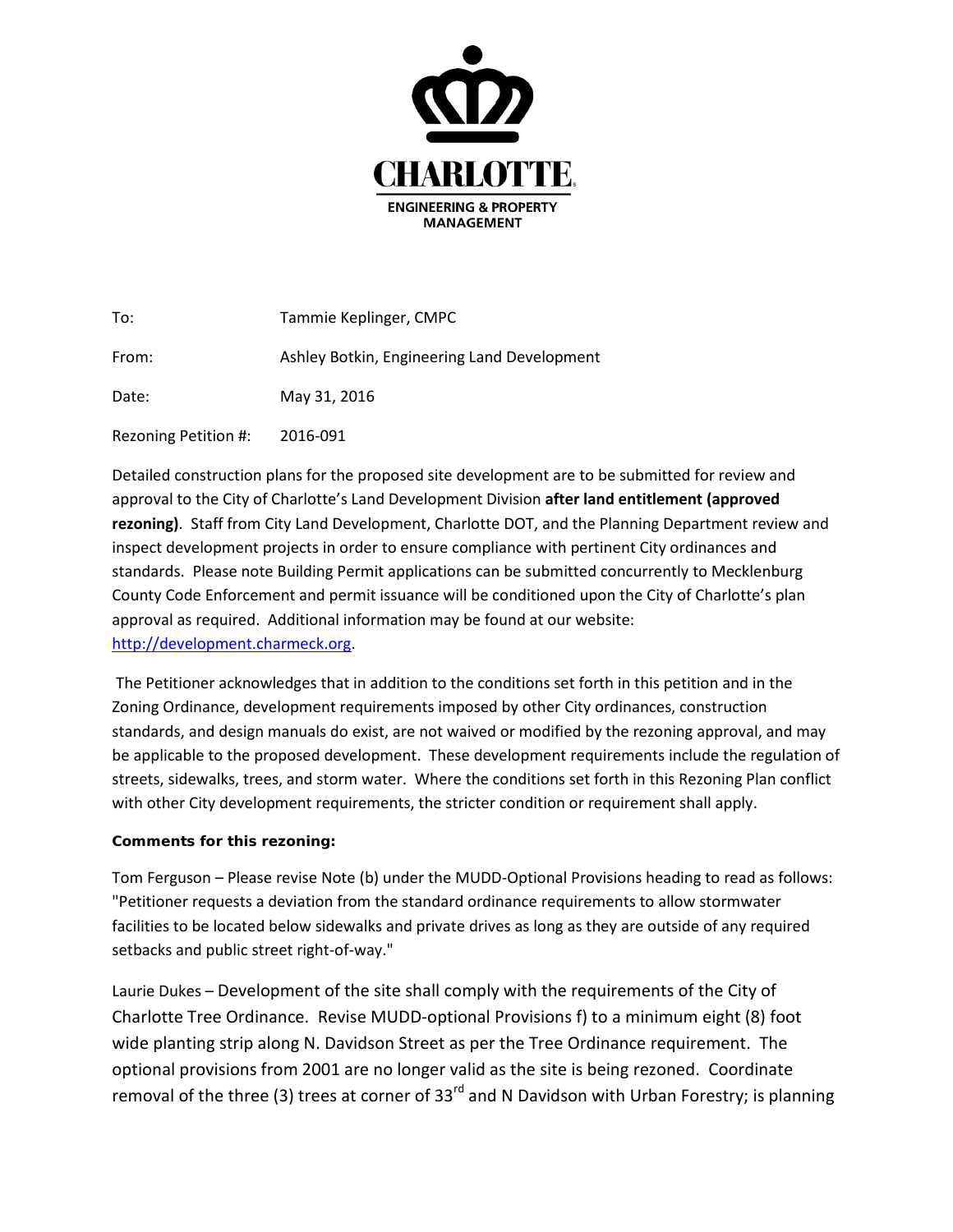**CHARLOTTE**
**ENGINEERING & PROPERTY MANAGEMENT**

To: Tammie Keplinger, CMPC

From: Ashley Botkin, Engineering Land Development

Date: May 31, 2016

Rezoning Petition #: 2016-091

Detailed construction plans for the proposed site development are to be submitted for review and approval to the City of Charlotte's Land Development Division **after land entitlement (approved rezoning)**. Staff from City Land Development, Charlotte DOT, and the Planning Department review and inspect development projects in order to ensure compliance with pertinent City ordinances and standards. Please note Building Permit applications can be submitted concurrently to Mecklenburg County Code Enforcement and permit issuance will be conditioned upon the City of Charlotte's plan approval as required. Additional information may be found at our website: http://development.charmeck.org.

The Petitioner acknowledges that in addition to the conditions set forth in this petition and in the Zoning Ordinance, development requirements imposed by other City ordinances, construction standards, and design manuals do exist, are not waived or modified by the rezoning approval, and may be applicable to the proposed development. These development requirements include the regulation of streets, sidewalks, trees, and storm water. Where the conditions set forth in this Rezoning Plan conflict with other City development requirements, the stricter condition or requirement shall apply.

**Comments for this rezoning:**

Tom Ferguson – Please revise Note (b) under the MUDD-Optional Provisions heading to read as follows: "Petitioner requests a deviation from the standard ordinance requirements to allow stormwater facilities to be located below sidewalks and private drives as long as they are outside of any required setbacks and public street right-of-way."

Laurie Dukes – Development of the site shall comply with the requirements of the City of Charlotte Tree Ordinance. Revise MUDD-optional Provisions f) to a minimum eight (8) foot wide planting strip along N. Davidson Street as per the Tree Ordinance requirement. The optional provisions from 2001 are no longer valid as the site is being rezoned. Coordinate removal of the three (3) trees at corner of 33rd and N Davidson with Urban Forestry; is planning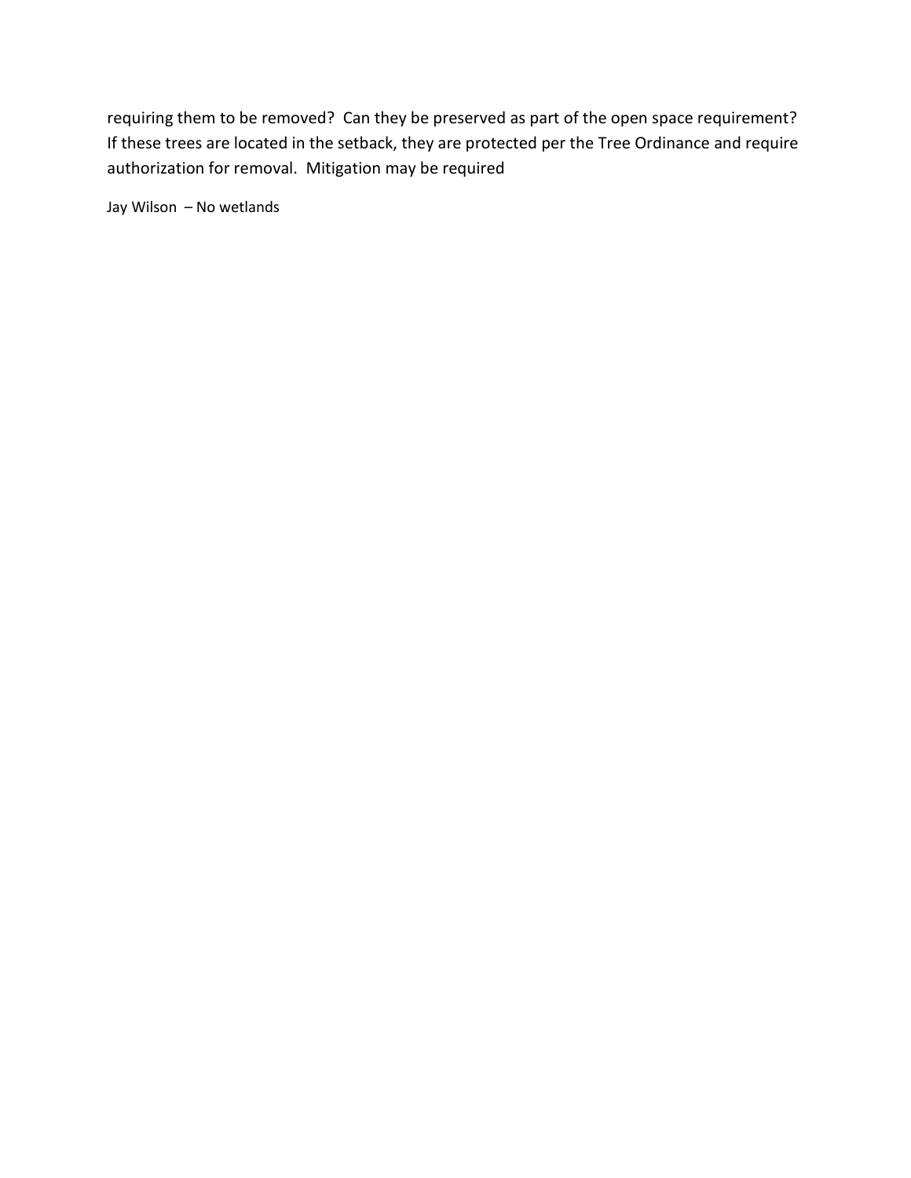requiring them to be removed? Can they be preserved as part of the open space requirement? If these trees are located in the setback, they are protected per the Tree Ordinance and require authorization for removal. Mitigation may be required

Jay Wilson – No wetlands